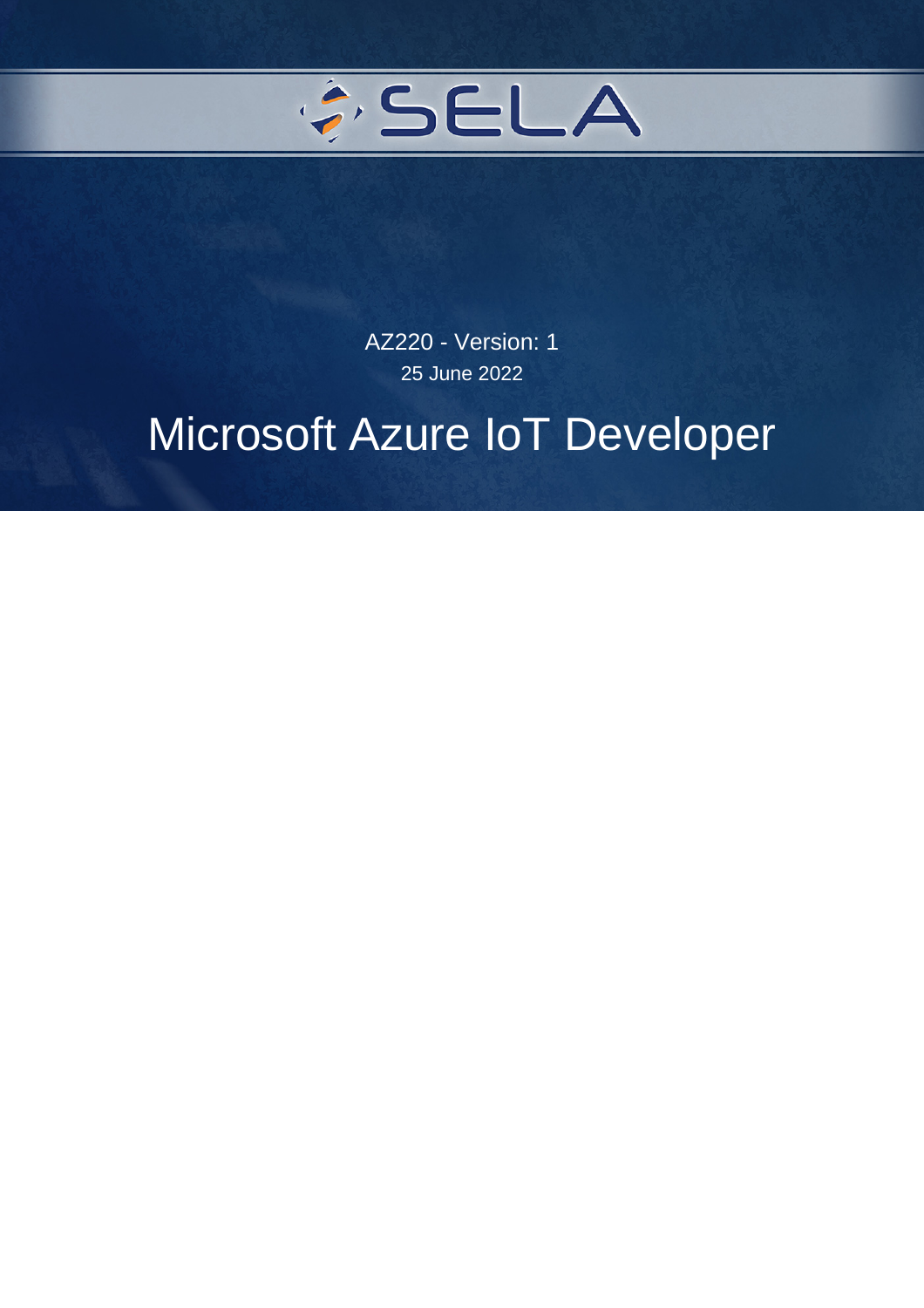SELA

AZ220 - Version: 1

25 June 2022

# Microsoft Azure IoT Developer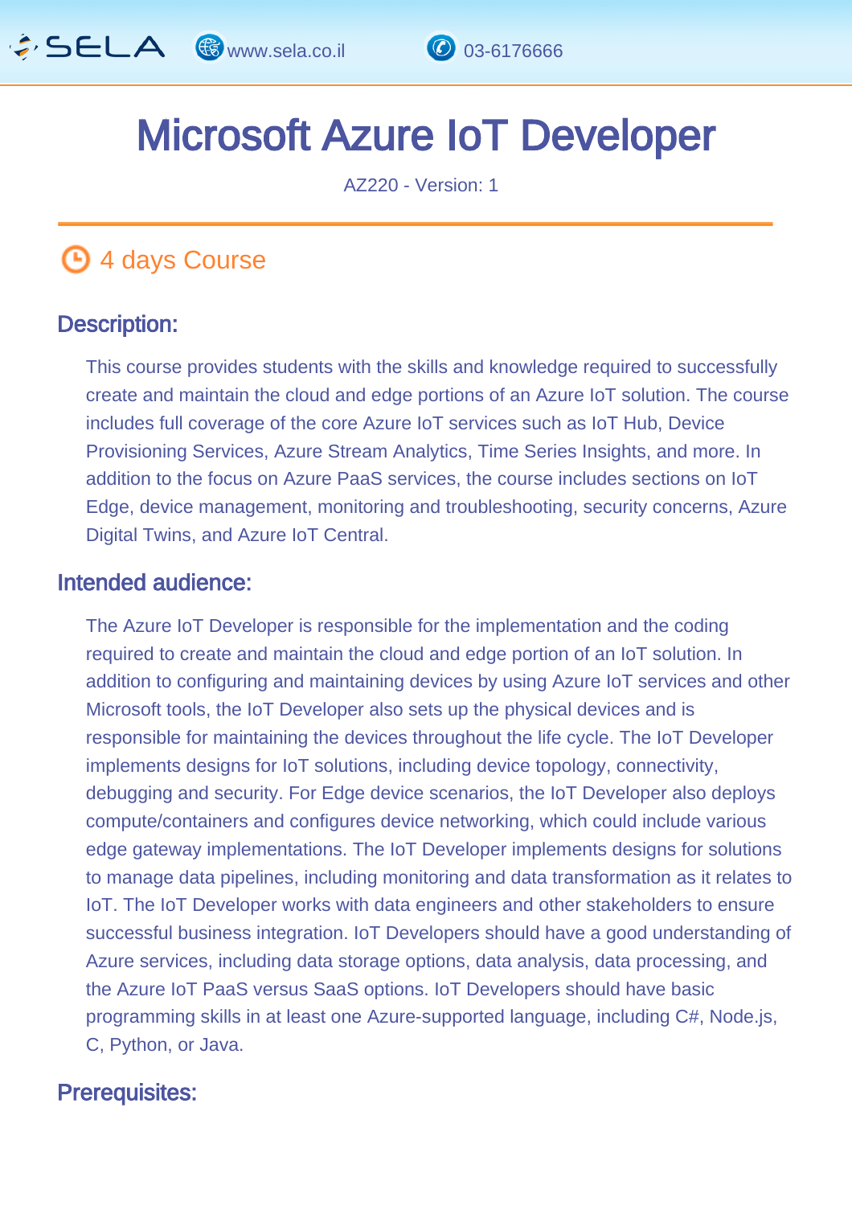# Microsoft Azure IoT Developer

AZ220 - Version: 1

## 4 days Course

### Description:

This course provides students with the skills and knowledge required to successfully create and maintain the cloud and edge portions of an Azure IoT solution. The course includes full coverage of the core Azure IoT services such as IoT Hub, Device Provisioning Services, Azure Stream Analytics, Time Series Insights, and more. In addition to the focus on Azure PaaS services, the course includes sections on IoT Edge, device management, monitoring and troubleshooting, security concerns, Azure Digital Twins, and Azure IoT Central.

### Intended audience:

The Azure IoT Developer is responsible for the implementation and the coding required to create and maintain the cloud and edge portion of an IoT solution. In addition to configuring and maintaining devices by using Azure IoT services and other Microsoft tools, the IoT Developer also sets up the physical devices and is responsible for maintaining the devices throughout the life cycle. The IoT Developer implements designs for IoT solutions, including device topology, connectivity, debugging and security. For Edge device scenarios, the IoT Developer also deploys compute/containers and configures device networking, which could include various edge gateway implementations. The IoT Developer implements designs for solutions to manage data pipelines, including monitoring and data transformation as it relates to IoT. The IoT Developer works with data engineers and other stakeholders to ensure successful business integration. IoT Developers should have a good understanding of Azure services, including data storage options, data analysis, data processing, and the Azure IoT PaaS versus SaaS options. IoT Developers should have basic programming skills in at least one Azure-supported language, including C#, Node.js, C, Python, or Java.

### Prerequisites: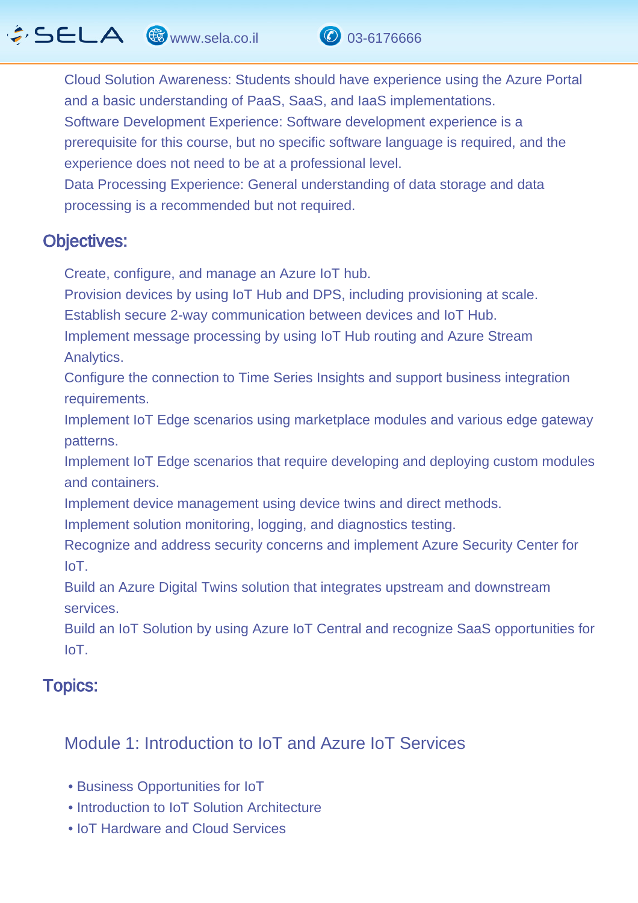Cloud Solution Awareness: Students should have experience using the Azure Portal and a basic understanding of PaaS, SaaS, and IaaS implementations.
Software Development Experience: Software development experience is a prerequisite for this course, but no specific software language is required, and the experience does not need to be at a professional level.
Data Processing Experience: General understanding of data storage and data processing is a recommended but not required.

## Objectives:

Create, configure, and manage an Azure IoT hub.
Provision devices by using IoT Hub and DPS, including provisioning at scale.
Establish secure 2-way communication between devices and IoT Hub.
Implement message processing by using IoT Hub routing and Azure Stream Analytics.
Configure the connection to Time Series Insights and support business integration requirements.
Implement IoT Edge scenarios using marketplace modules and various edge gateway patterns.
Implement IoT Edge scenarios that require developing and deploying custom modules and containers.
Implement device management using device twins and direct methods.
Implement solution monitoring, logging, and diagnostics testing.
Recognize and address security concerns and implement Azure Security Center for IoT.
Build an Azure Digital Twins solution that integrates upstream and downstream services.
Build an IoT Solution by using Azure IoT Central and recognize SaaS opportunities for IoT.

## Topics:

### Module 1: Introduction to IoT and Azure IoT Services

- Business Opportunities for IoT
- Introduction to IoT Solution Architecture
- IoT Hardware and Cloud Services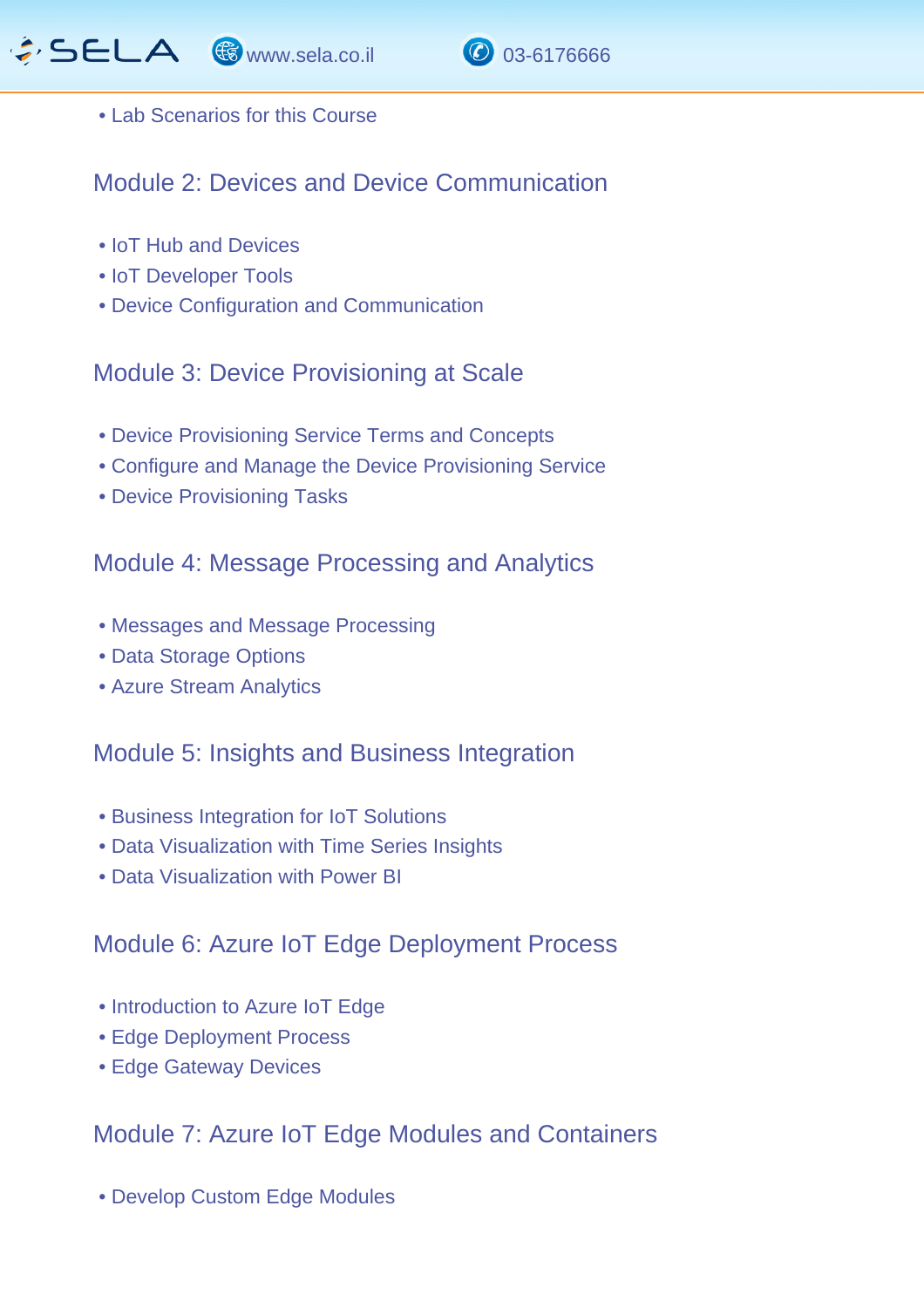- Lab Scenarios for this Course

## Module 2: Devices and Device Communication

- IoT Hub and Devices
- IoT Developer Tools
- Device Configuration and Communication

## Module 3: Device Provisioning at Scale

- Device Provisioning Service Terms and Concepts
- Configure and Manage the Device Provisioning Service
- Device Provisioning Tasks

## Module 4: Message Processing and Analytics

- Messages and Message Processing
- Data Storage Options
- Azure Stream Analytics

## Module 5: Insights and Business Integration

- Business Integration for IoT Solutions
- Data Visualization with Time Series Insights
- Data Visualization with Power BI

## Module 6: Azure IoT Edge Deployment Process

- Introduction to Azure IoT Edge
- Edge Deployment Process
- Edge Gateway Devices

## Module 7: Azure IoT Edge Modules and Containers

- Develop Custom Edge Modules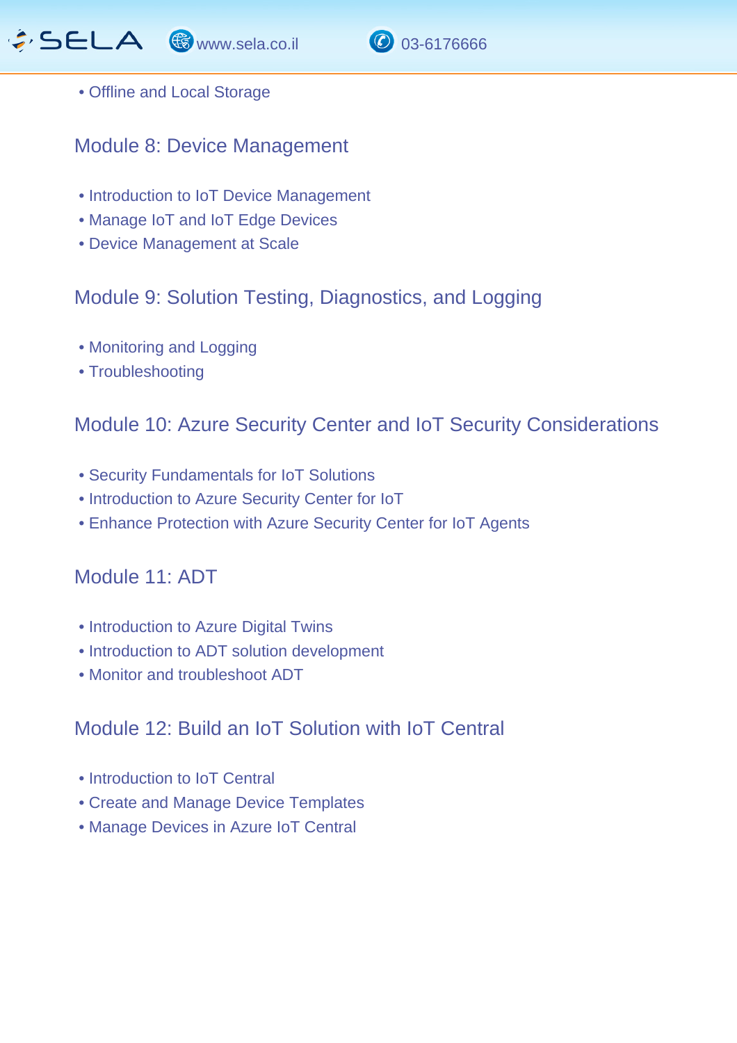- Offline and Local Storage

## Module 8: Device Management

- Introduction to IoT Device Management
- Manage IoT and IoT Edge Devices
- Device Management at Scale

## Module 9: Solution Testing, Diagnostics, and Logging

- Monitoring and Logging
- Troubleshooting

## Module 10: Azure Security Center and IoT Security Considerations

- Security Fundamentals for IoT Solutions
- Introduction to Azure Security Center for IoT
- Enhance Protection with Azure Security Center for IoT Agents

## Module 11: ADT

- Introduction to Azure Digital Twins
- Introduction to ADT solution development
- Monitor and troubleshoot ADT

## Module 12: Build an IoT Solution with IoT Central

- Introduction to IoT Central
- Create and Manage Device Templates
- Manage Devices in Azure IoT Central